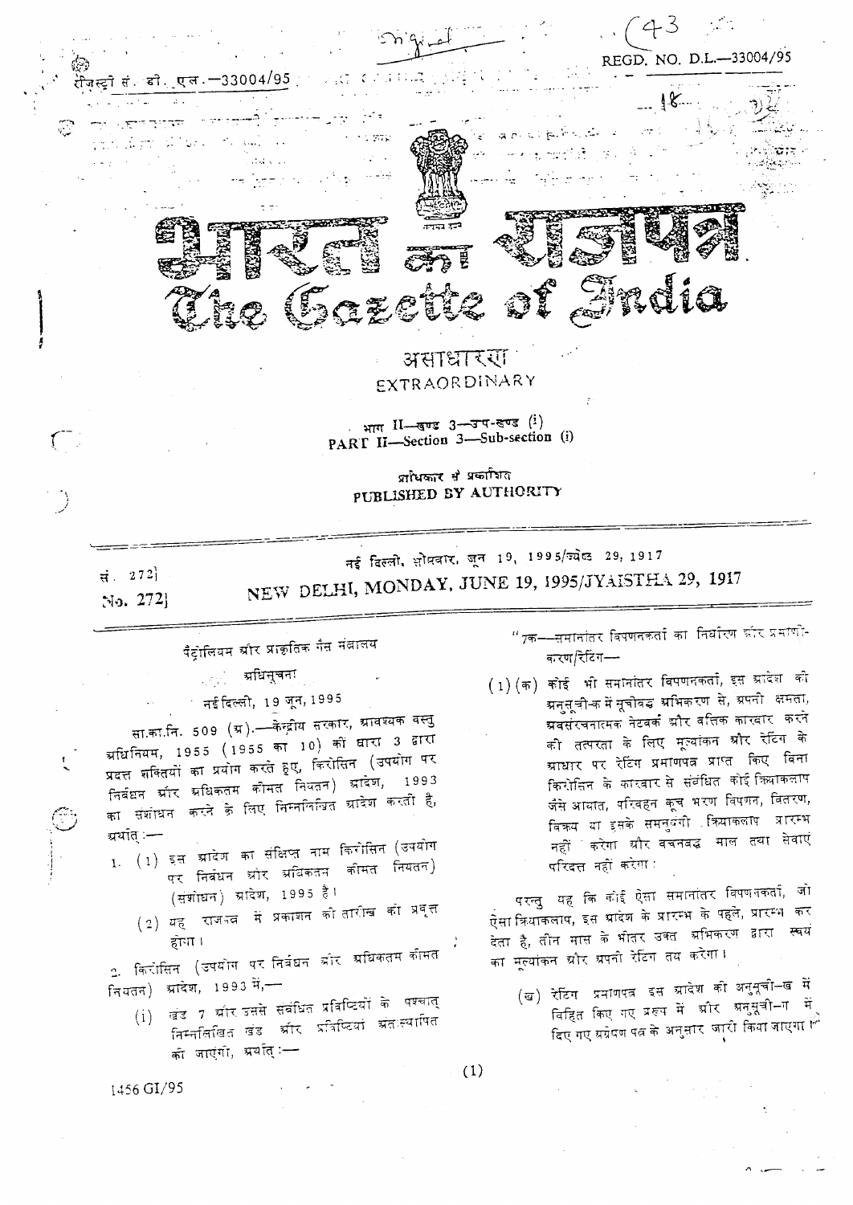रजिस्ट्री सं. डी. एल.—33004/95

REGD. NO. D.L.—33004/95

# भारत का राजपत्र
# The Gazette of India

असाधारण
EXTRAORDINARY

भाग II—खण्ड 3—उप-खण्ड (i)
PART II—Section 3—Sub-section (i)

प्राधिकार से प्रकाशित
PUBLISHED BY AUTHORITY

सं. 272] नई दिल्ली, सोमवार, जून 19, 1995/ज्येष्ठ 29, 1917

No. 272] NEW DELHI, MONDAY, JUNE 19, 1995/JYAISTHA 29, 1917

पैट्रोलियम और प्राकृतिक गैस मंत्रालय

अधिसूचना

नई दिल्ली, 19 जून, 1995

सा.का.नि. 509 (अ).—केन्द्रीय सरकार, आवश्यक वस्तु अधिनियम, 1955 (1955 का 10) की धारा 3 द्वारा प्रदत्त शक्तियों का प्रयोग करते हुए, किरोसिन (उपयोग पर निर्बंधन और अधिकतम कीमत नियतन) आदेश, 1993 का संशोधन करने के लिए निम्नलिखित आदेश करती है, अर्थात् :—

1. (1) इस आदेश का संक्षिप्त नाम किरोसिन (उपयोग पर निर्बंधन और अधिकतम कीमत नियतन) (संशोधन) आदेश, 1995 है।
   (2) यह राजपत्र में प्रकाशन की तारीख को प्रवृत्त होगा।

2. किरोसिन (उपयोग पर निर्बंधन और अधिकतम कीमत नियतन) आदेश, 1993 में,—
   (i) खंड 7 और उससे संबंधित प्रविष्टियों के पश्चात् निम्नलिखित खंड और प्रविष्टियां अंतःस्थापित की जाएंगी, अर्थात् :—

"7क—समानांतर विपणनकर्ता का निर्धारण और प्रमाणीकरण/रेटिंग—

(1) (क) कोई भी समानांतर विपणनकर्ता, इस आदेश की अनुसूची-क में सूचीबद्ध अभिकरण से, अपनी क्षमता, अवसंरचनात्मक नेटवर्क और वस्तिक कारबार करने की तत्परता के लिए मूल्यांकन और रेटिंग के आधार पर रेटिंग प्रमाणपत्र प्राप्त किए बिना किरोसिन के कारबार से संबंधित कोई क्रियाकलाप जैसे आयात, परिवहन कूच भरण विपणन, वितरण, विक्रय या इसके समनुषंगी क्रियाकलाप प्रारम्भ नहीं करेगा और वचनबद्ध माल तथा सेवाएं परिदत्त नहीं करेगा :

परन्तु यह कि कोई ऐसा समानांतर विपणनकर्ता, जो ऐसा क्रियाकलाप, इस आदेश के प्रारम्भ के पहले, प्रारम्भ कर देता है, तीन मास के भीतर उक्त अभिकरण द्वारा स्वयं का मूल्यांकन और अपनी रेटिंग तय करेगा।

(ख) रेटिंग प्रमाणपत्र इस आदेश की अनुसूची-ख में विहित किए गए प्ररूप में और अनुसूची-ग में दिए गए अग्रेषण पत्र के अनुसार जारी किया जाएगा।"

1456 GI/95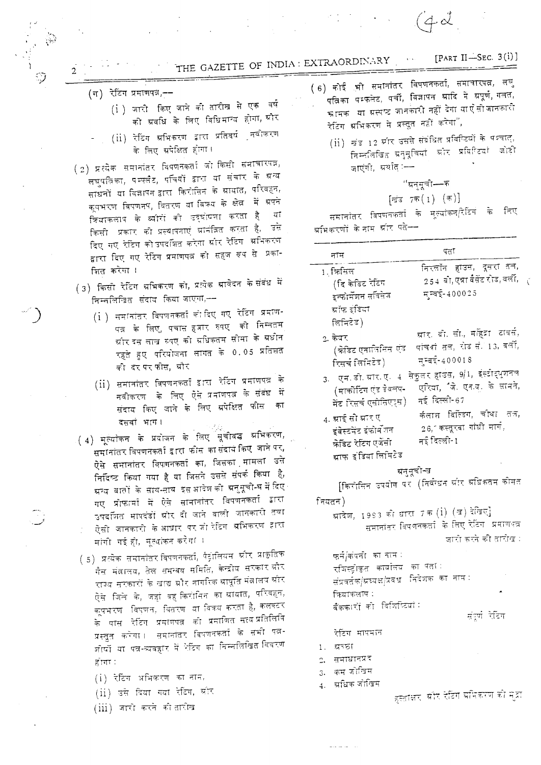(ग) रेटिंग प्रमाणपत्र,—

(i) जारी किए जाने की तारीख से एक वर्ष की अवधि के लिए विधिमान्य होगा, और

(ii) रेटिंग अभिकरण द्वारा प्रतिवर्ष नवीकरण के लिए अपेक्षित होगा।

(2) प्रत्येक समानांतर विपणनकर्ता जो किसी समाचारपत्र, लघुपत्रिका, पम्फ्लेट, पर्चियों द्वारा या संचार के अन्य साधनों या विज्ञापन द्वारा किरोसिन के आयात, परिवहन, कूपभरण विपणन, वितरण या विक्रय के क्षेत्र में अपने क्रियाकलाप के ब्यौरों की उद्घोषणा करता है या किसी प्रकार की प्रस्थापनाएं आमंत्रित करता है, उसे दिए गए रेटिंग को उपदर्शित करेगा और रेटिंग अभिकरण द्वारा दिए गए रेटिंग प्रमाणपत्र को सहज रूप से प्रकाशित करेगा।

(3) किसी रेटिंग अभिकरण को, प्रत्येक आवेदन के संबंध में निम्नलिखित संदाय किया जाएगा,—

(i) समानांतर विपणनकर्ता को दिए गए रेटिंग प्रमाणपत्र के लिए, पचास हजार रुपए की निम्नतम और दस लाख रुपए की अधिकतम सीमा के अधीन रहते हुए परियोजना लागत के 0.05 प्रतिशत की दर पर फीस, और

(ii) समानांतर विपणनकर्ता द्वारा रेटिंग प्रमाणपत्र के नवीकरण के लिए ऐसे प्रमाणपत्र के संबंध में संदाय किए जाने के लिए अपेक्षित फीस का दसवां भाग।

(4) मूल्यांकन के प्रयोजन के लिए सूचीबद्ध अभिकरण, समानांतर विपणनकर्ता द्वारा फीस का संदाय किए जाने पर, ऐसे समानांतर विपणनकर्ता का, जिसका मामला उसे निर्दिष्ट किया गया है या जिसने उससे संपर्क किया है, अन्य बातों के साथ-साथ इस आदेश की अनुसूची-ख में दिए गए प्रोफार्मा में ऐसे समानांतर विपणनकर्ता द्वारा उपदर्शित मापदंडों और दी जाने वाली जानकारी तथा ऐसी जानकारी के आधार पर जो रेटिंग अभिकरण द्वारा मांगी गई हो, मूल्यांकन करेगा।

(5) प्रत्येक समानांतर विपणनकर्ता, पैट्रोलियम और प्राकृतिक गैस मंत्रालय, तेल समन्वय समिति, केन्द्रीय सरकार और राज्य सरकारों के खाद्य और नागरिक आपूर्ति मंत्रालय और ऐसे जिले के, जहां वह किरोसिन का आयात, परिवहन, कूपभरण विपणन, वितरण या विक्रय करता है, कलक्टर के पास रेटिंग प्रमाणपत्र की प्रमाणित सत्य प्रतिलिपि प्रस्तुत करेगा। समानांतर विपणनकर्ता के सभी पत्र-शीर्षों या पत्र-व्यवहार में रेटिंग का निम्नलिखित विवरण होगा :

(i) रेटिंग अभिकरण का नाम,

(ii) उसे दिया गया रेटिंग, और

(iii) जारी करने की तारीख

(6) कोई भी समानांतर विपणनकर्ता, समाचारपत्र, लघु पत्रिका पम्फलेट, पर्ची, विज्ञापन आदि में अपूर्ण, गलत, भ्रामक या अस्पष्ट जानकारी नहीं देगा या ऐसी जानकारी रेटिंग अभिकरण में प्रस्तुत नहीं करेगा",

(ii) खंड 12 और उससे संबंधित प्रविष्टियों के पश्चात्, निम्नलिखित अनुसूचियां और प्रविष्टियां जोड़ी जाएंगी, अर्थात् :—

"अनुसूची—क

[खंड 7क(1) (क)]

समानांतर विपणनकर्ता के मूल्यांकन/रेटिंग के लिए अभिकरणों के नाम और पते—

| नाम | पता |
|---|---|
| 1. क्रिसिल (दि क्रेडिट रेटिंग इन्फॉर्मेशन सर्विसेज ऑफ इंडिया लिमिटेड) | निरलॉन हाउस, दूसरा तल, 254 बी, एनी बैसेंट रोड, वर्ली, मुम्बई-400025 |
| 2. केयर (क्रेडिट एनालिसिस एंड रिसर्च लिमिटेड) | आर. बी. सी., महेन्द्रा टावर्स, पांचवां तल, रोड सं. 13, वर्ली, मुम्बई-400018 |
| 3. एन.डी.आर.ए. (मार्केटिंग एंड डेवलपमेंट रिसर्च एसोसिएट्स) | 4 सेकुलर हाउस, 9/1, इंस्टीट्यूशनल एरिया, जे. एन.यू. के सामने, नई दिल्ली-67 |
| 4. आई सी आर ए इंवेस्टमेंट इंफोर्मेशन क्रेडिट रेटिंग एजेंसी आफ इंडिया लिमिटेड | कैलाश बिल्डिंग, चौथा तल, 26, कस्तूरबा गांधी मार्ग, नई दिल्ली-1 |

अनुसूची-ख

[किरोसिन उपयोग पर (निर्बंधन और अधिकतम कीमत नियतन) आदेश, 1993 की धारा 7क (i) (ख) देखिए]

समानांतर विपणनकर्ता के लिए रेटिंग प्रमाणपत्र

जारी करने की तारीख :

फर्म/कंपनी का नाम :

रजिस्ट्रीकृत कार्यालय का पता :

संप्रवर्तक/अध्यक्ष/प्रबंध निदेशक का नाम :

क्रियाकलाप :

बैंककारों की विशिष्टियां :

संपूर्ण रेटिंग

रेटिंग मापमान

1. अच्छा
2. समाधानप्रद
3. कम जोखिम
4. अधिक जोखिम

हस्ताक्षर और रेटिंग अभिकरण की मुद्रा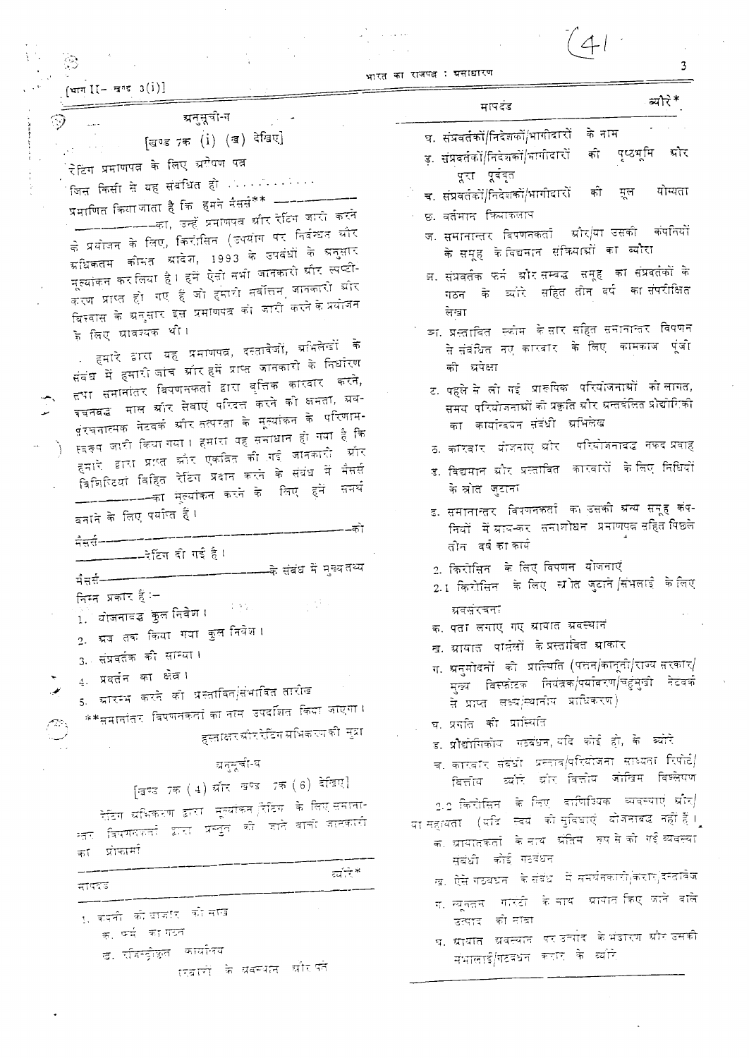## अनुसूची-ग

[खण्ड 7क (i) (ख) देखिए]

रेटिंग प्रमाणपत्र के लिए अग्रेषण पत्र

जिस किसी से यह संबंधित हो ............

प्रमाणित किया जाता है कि हमने मैसर्स** ————————————————का, उन्हें प्रमाणपत्र और रेटिंग जारी करने के प्रयोजन के लिए, किरोसिन (उपयोग पर निर्बन्धन और अधिकतम कीमत आदेश, 1993 के उपबंधों के अनुसार मूल्यांकन कर लिया है। हमें ऐसी सभी जानकारी और स्पष्टीकरण प्राप्त हो गए हैं जो हमारी सर्वोत्तम जानकारी और विश्वास के अनुसार इस प्रमाणपत्र को जारी करने के प्रयोजन के लिए आवश्यक थीं।

हमारे द्वारा यह प्रमाणपत्र, दस्तावेजों, अभिलेखों के संबंध में हमारी जांच और हमें प्राप्त जानकारी के निर्धारण तथा समानांतर विपणनकर्ता द्वारा वृत्तिक कारबार करने, वचनबद्ध माल और सेवाएं परिदत्त करने की क्षमता, प्रवचनबद्ध माल और सेवाएं परिदत्त करने की क्षमता, प्रचालनात्मक नेटवर्क और तत्परता के मूल्यांकन के परिणामस्वरूप जारी किया गया। हमारा यह समाधान हो गया है कि हमारे द्वारा प्राप्त और एकत्रित की गई जानकारी और विशिष्टियां विहित रेटिंग प्रदान करने के संबंध में मैसर्स ————————का मूल्यांकन करने के लिए हमें समर्थ बनाने के लिए पर्याप्त हैं।

मैसर्स————————————————————को ————————रेटिंग दी गई है।

मैसर्स————————————————के संबंध में मुख्य तथ्य निम्न प्रकार हैं:—

1. योजनाबद्ध कुल निवेश।
2. अब तक किया गया कुल निवेश।
3. संप्रवर्तक की साम्या।
4. प्रवर्तन का क्षेत्र।
5. आरम्भ करने की प्रस्तावित/संभावित तारीख

**समानांतर विपणनकर्ता का नाम उपदर्शित किया जाएगा।

हस्ताक्षर और रेटिंग अभिकरण की मुद्रा

## अनुसूची-घ

[खण्ड 7क (4) और खण्ड 7क (6) देखिए]

रेटिंग अभिकरण द्वारा मूल्यांकन/रेटिंग के लिए समानान्तर विपणनकर्ता द्वारा प्रस्तुत की जाने वाली जानकारी का प्रोफार्मा

| मापदंड | ब्यौरे* |
|---|---|
| 1. कंपनी की बाजार की साख | |
| क. फर्म का गठन | |
| ख. रजिस्ट्रीकृत कार्यालय | |
| ग. शाखाओं के अवस्थान और पते | |
| घ. संप्रवर्तकों/निदेशकों/भागीदारों के नाम | |
| ङ. संप्रवर्तकों/निदेशकों/भागीदारों की पृष्ठभूमि और पूरा पूर्ववृत्त | |
| च. संप्रवर्तकों/निदेशकों/भागीदारों की मूल योग्यता | |
| छ. वर्तमान क्रियाकलाप | |
| ज. समानान्तर विपणनकर्ता और/या उसकी कंपनियों के समूह के विद्यमान संक्रियाओं का ब्यौरा | |
| झ. संप्रवर्तक फर्म और सम्बद्ध समूह का संप्रवर्तकों के गठन के ब्यौरे सहित तीन वर्ष का संपरीक्षित लेखा | |
| ञ. प्रस्तावित स्कीम के सार सहित समानान्तर विपणन से संबंधित नए कारबार के लिए कामकाज पूंजी की अपेक्षा | |
| ट. पहले से ली गई प्रारूपिक परियोजनाओं की लागत, समय परियोजनाओं की प्रकृति और अन्तर्वलित प्रौद्योगिकी का कार्यान्वयन संबंधी अभिलेख | |
| ठ. कारबार योजनाएं और परियोजनाबद्ध नकद प्रवाह | |
| ड. विद्यमान और प्रस्तावित कारबारों के लिए निधियों के स्रोत जुटाना | |
| ढ. समानान्तर विपणनकर्ता का उसकी अन्य समूह कंपनियों में आय-कर समाशोधन प्रमाणपत्र सहित पिछले तीन वर्ष का कार्य | |
| 2. किरोसिन के लिए विपणन योजनाएं | |
| 2.1 किरोसिन के लिए स्रोत जुटाने/संभलाई के लिए अवसंरचना | |
| क. पता लगाए गए आयात अवस्थान | |
| ख. आयात पार्सलों के प्रस्तावित आकार | |
| ग. अनुमोदनों की प्रास्थिति (पत्तन/कानूनी/राज्य सरकार/मुख्य विस्फोटक नियंत्रक/पर्यावरण/बहुमुखी नेटवर्क से प्राप्त लब्ध/स्थानीय प्राधिकरण) | |
| घ. प्रगति की प्रास्थिति | |
| ङ. प्रौद्योगिकीय गठबंधन, यदि कोई हो, के ब्यौरे | |
| च. कारबार संबंधी प्रस्ताव/परियोजना साध्यता रिपोर्ट/वित्तीय ब्यौरे और वित्तीय जोखिम विश्लेषण | |
| 2.2 किरोसिन के लिए वाणिज्यिक व्यवस्थाएं और/या सहायता (यदि स्वयं की सुविधाएं योजनाबद्ध नहीं हैं।) | |
| क. आयातकर्ता के साथ अंतिम रूप से की गई व्यवस्था संबंधी कोई गठबंधन | |
| ख. ऐसे गठबंधन के संबंध में समर्थनकारी/करार/दस्तावेज | |
| ग. न्यूनतम गारंटी के साथ आयात किए जाने वाले उत्पाद की मात्रा | |
| घ. आयात अवस्थान पर उत्पाद के भंडारण और उसकी संभलाई/गठबंधन करार के ब्यौरे | |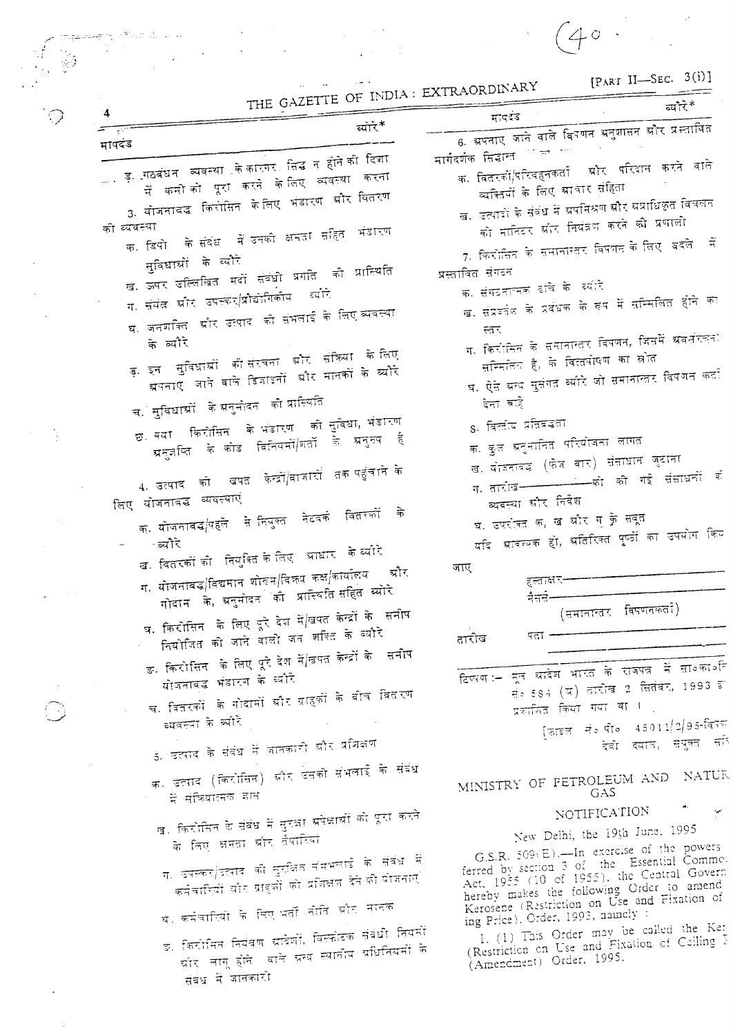| मापदंड | ब्योरे* |
|---|---|
| ङ. गठबंधन व्यवस्था के कारगर सिद्ध न होने की दिशा में कमी को पूरा करने के लिए व्यवस्था करना | |
| 3. योजनाबद्ध किरोसिन के लिए भंडारण और वितरण की व्यवस्था | |
| क. डिपो के संबंध में उनकी क्षमता सहित भंडारण सुविधाओं के ब्योरे | |
| ख. ऊपर उल्लिखित मदों संबंधी प्रगति की प्रास्थिति | |
| ग. संयंत्र और उपस्कर/प्रौद्योगिकीय ब्योरे | |
| घ. जनशक्ति और उत्पाद को संभलाई के लिए व्यवस्था के ब्योरे | |
| ङ. इन सुविधाओं की संरचना और संक्रिया के लिए अपनाए जाने वाले डिजाइनों और मानकों के ब्योरे | |
| च. सुविधाओं के अनुमोदन की प्रास्थिति | |
| छ. क्या किरोसिन के भंडारण की सुविधा, भंडारण अनुज्ञप्ति के कोड विनियमों/शर्तों के अनुरूप है | |
| 4. उत्पाद को खपत केन्द्रों/बाजारों तक पहुंचाने के लिए योजनाबद्ध व्यवस्थाएं | |
| क. योजनाबद्ध/पहले से नियुक्त नेटवर्क वितरकों के ब्योरे | |
| ख. वितरकों की नियुक्ति के लिए आधार के ब्योरे | |
| ग. योजनाबद्ध/विद्यमान शोरूम/विक्रय कक्ष/कार्यालय और गोदाम के, अनुमोदन की प्रास्थिति सहित ब्योरे | |
| घ. किरोसिन के लिए पूरे देश में/खपत केन्द्रों के समीप नियोजित की जाने वाली जन शक्ति के ब्योरे | |
| ङ. किरोसिन के लिए पूरे देश में/खपत केन्द्रों के समीप योजनाबद्ध भंडारण के ब्योरे | |
| च. वितरकों के गोदामों और ग्राहकों के बीच वितरण व्यवस्था के ब्योरे | |
| 5. उत्पाद के संबंध में जानकारी और प्रशिक्षण | |
| क. उत्पाद (किरोसिन) और उसकी संभलाई के संबंध में संक्रियात्मक ज्ञान | |
| ख. किरोसिन के संबंध में सुरक्षा अपेक्षाओं को पूरा करने के लिए क्षमता और तैयारियां | |
| ग. उपस्कर/उत्पाद की सुरक्षित संभलाई के संबंध में कर्मचारियों और ग्राहकों को प्रशिक्षण देने की योजनाएं | |
| घ. कर्मचारियों के लिए भर्ती नीति और मानक | |
| ङ. किरोसिन नियंत्रण आदेशों, विस्फोटक संबंधी नियमों और लागू होने वाले अन्य स्थानीय अधिनियमों के संबंध में जानकारी | |
| 6. अपनाए जाने वाले विपणन अनुशासन और प्रस्तावित मार्गदर्शक सिद्धान्त | |
| क. वितरकों/परिवहनकर्ता और परिदान करने वाले व्यक्तियों के लिए आचार संहिता | |
| ख. उत्पादों के संबंध में अपमिश्रण और अप्राधिकृत विचलन को मानिटर और नियंत्रण करने की प्रणाली | |
| 7. किरोसिन के समानान्तर विपणन के लिए बदले में प्रस्तावित संगठन | |
| क. संगठनात्मक ढांचे के ब्योरे | |
| ख. संप्रवर्तक के प्रबंधक के रूप में सम्मिलित होने का स्तर | |
| ग. किरोसिन के समानान्तर विपणन, जिसमें अवसंरचना सम्मिलित है, के वित्तपोषण का स्रोत | |
| घ. ऐसे अन्य सुसंगत ब्योरे जो समानान्तर विपणन कर्ता देना चाहे | |
| 8. वित्तीय प्रतिबद्धता | |
| क. कुल अनुमानित परियोजना लागत | |
| ख. योजनाबद्ध (फेज वार) संसाधन जुटाना | |
| ग. तारीख —————— को की गई संसाधनों की व्यवस्था और निवेश | |
| घ. उपरोक्त क, ख और ग के सबूत | |

यदि आवश्यक हो, अतिरिक्त पृष्ठों का उपयोग किया जाए

हस्ताक्षर ——————

मैसर्स ——————

(समानान्तर विपणनकर्ता)

तारीख

पता ——————

टिप्पण :— मूल आदेश भारत के राजपत्र में सा०का०नि० सं० 584 (अ) तारीख 2 सितंबर, 1993 द्वारा प्रकाशित किया गया था।

[फाइल सं० पी० 45011/2/95-वितरण]

देवी दयाल, संयुक्त सचिव

## MINISTRY OF PETROLEUM AND NATURAL GAS

### NOTIFICATION

New Delhi, the 19th June, 1995

G.S.R. 509(E).—In exercise of the powers conferred by section 3 of the Essential Commodities Act, 1955 (10 of 1955), the Central Government hereby makes the following Order to amend the Kerosene (Restriction on Use and Fixation of Ceiling Price) Order, 1993, namely :

1. (1) This Order may be called the Kerosene (Restriction on Use and Fixation of Ceiling Price) (Amendment) Order, 1995.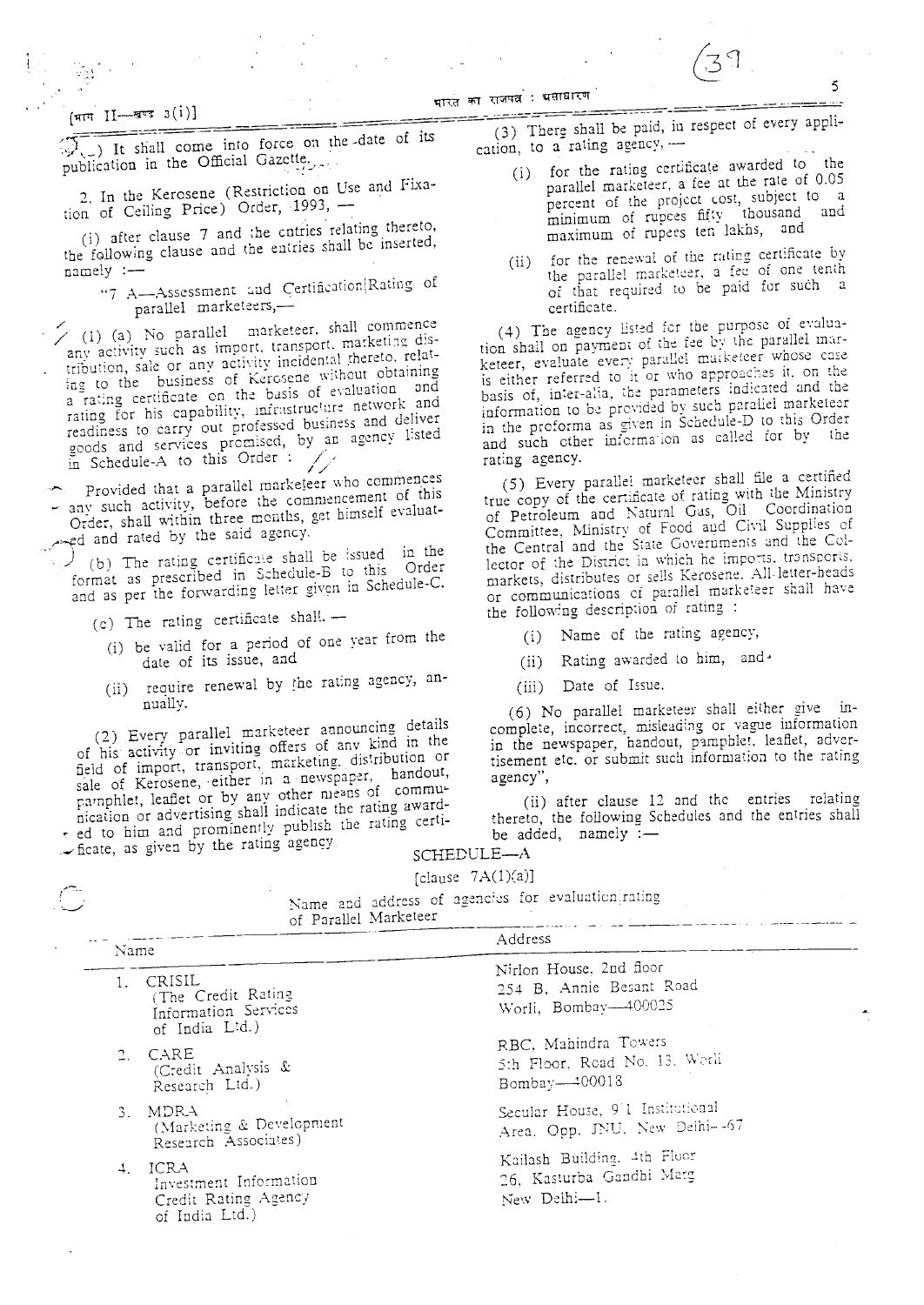(...) It shall come into force on the date of its publication in the Official Gazette.

2. In the Kerosene (Restriction on Use and Fixation of Ceiling Price) Order, 1993, —

(i) after clause 7 and the entries relating thereto, the following clause and the entries shall be inserted, namely :—

"7 A—Assessment and Certification|Rating of parallel marketeers,—

(1) (a) No parallel marketeer, shall commence any activity such as import, transport, marketing distribution, sale or any activity incidental thereto, relating to the business of Kerosene without obtaining a rating certificate on the basis of evaluation and rating for his capability, infrastructure network and readiness to carry out professed business and deliver goods and services promised, by an agency listed in Schedule-A to this Order :

Provided that a parallel marketeer who commences any such activity, before the commencement of this Order, shall within three months, get himself evaluated and rated by the said agency.

(b) The rating certificate shall be issued in the format as prescribed in Schedule-B to this Order and as per the forwarding letter given in Schedule-C.

(c) The rating certificate shall, —

(i) be valid for a period of one year from the date of its issue, and

(ii) require renewal by the rating agency, annually.

(2) Every parallel marketeer announcing details of his activity or inviting offers of any kind in the field of import, transport, marketing, distribution or sale of Kerosene, either in a newspaper, handout, pamphlet, leaflet or by any other means of communication or advertising shall indicate the rating awarded to him and prominently publish the rating certificate, as given by the rating agency.

(3) There shall be paid, in respect of every application, to a rating agency, —

(i) for the rating certificate awarded to the parallel marketeer, a fee at the rate of 0.05 percent of the project cost, subject to a minimum of rupees fifty thousand and maximum of rupees ten lakhs, and

(ii) for the renewal of the rating certificate by the parallel marketeer, a fee of one tenth of that required to be paid for such a certificate.

(4) The agency listed for the purpose of evaluation shall on payment of the fee by the parallel marketeer, evaluate every parallel marketeer whose case is either referred to it or who approaches it, on the basis of, inter-alia, the parameters indicated and the information to be provided by such parallel marketeer in the proforma as given in Schedule-D to this Order and such other information as called for by the rating agency.

(5) Every parallel marketeer shall file a certified true copy of the certificate of rating with the Ministry of Petroleum and Natural Gas, Oil Coordination Committee, Ministry of Food and Civil Supplies of the Central and the State Governments and the Collector of the District in which he imports, transports, markets, distributes or sells Kerosene. All letter-heads or communications of parallel marketeer shall have the following description of rating :

(i) Name of the rating agency,

(ii) Rating awarded to him, and

(iii) Date of Issue.

(6) No parallel marketeer shall either give incomplete, incorrect, misleading or vague information in the newspaper, handout, pamphlet, leaflet, advertisement etc. or submit such information to the rating agency",

(ii) after clause 12 and the entries relating thereto, the following Schedules and the entries shall be added, namely :—

## SCHEDULE—A

[clause 7A(1)(a)]

Name and address of agencies for evaluation|rating of Parallel Marketeer

| Name | Address |
|---|---|
| 1. CRISIL (The Credit Rating Information Services of India Ltd.) | Nirlon House, 2nd floor 254 B, Annie Besant Road Worli, Bombay—400025 |
| 2. CARE (Credit Analysis & Research Ltd.) | RBC, Mahindra Towers 5th Floor, Road No. 13, Worli Bombay—400018 |
| 3. MDRA (Marketing & Development Research Associates) | Secular House, 9/1 Institutional Area, Opp. JNU, New Delhi—67 |
| 4. ICRA Investment Information Credit Rating Agency of India Ltd.) | Kailash Building, 4th Floor 26, Kasturba Gandhi Marg New Delhi—1. |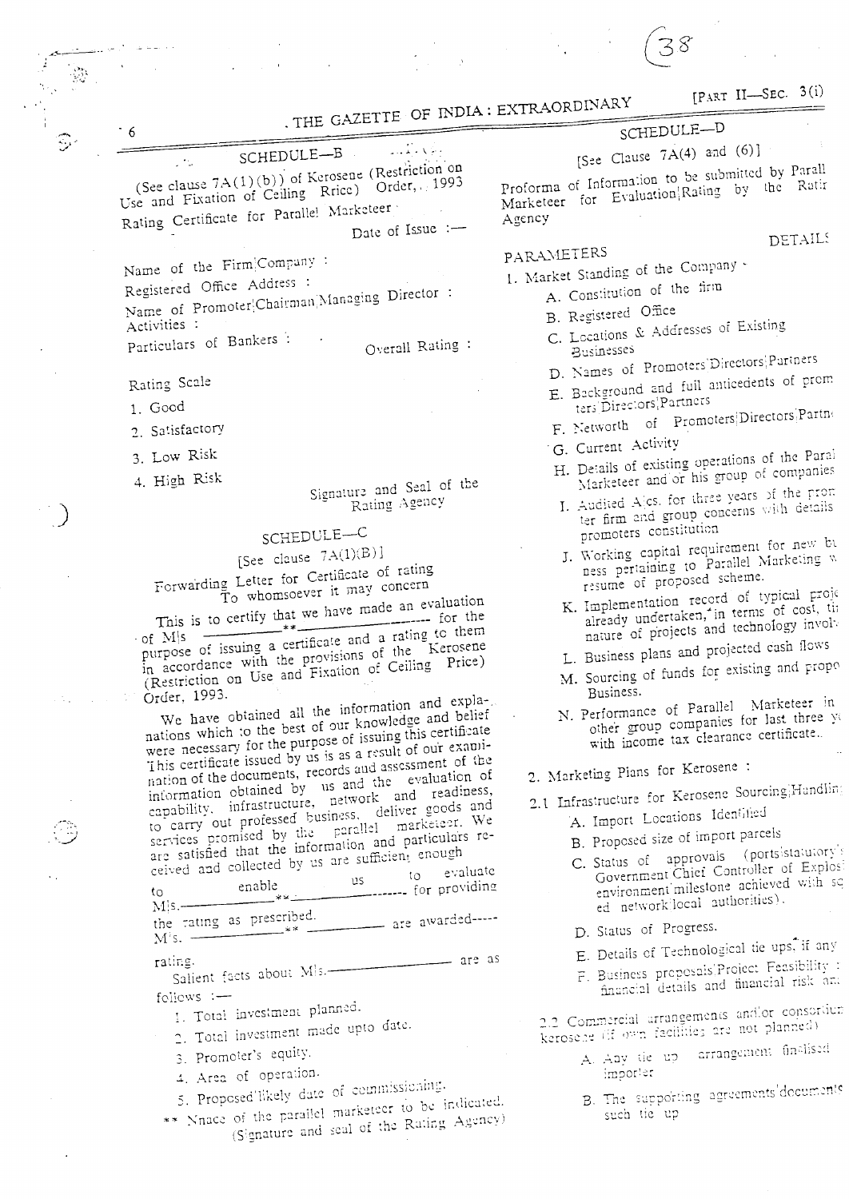## SCHEDULE—B

(See clause 7A(1)(b)) of Kerosene (Restriction on Use and Fixation of Ceiling Price) Order, 1993

Rating Certificate for Parallel Marketeer

Date of Issue :—

Name of the Firm/Company :

Registered Office Address :

Name of Promoter/Chairman/Managing Director :

Activities :

Particulars of Bankers :

Overall Rating :

Rating Scale

1. Good
2. Satisfactory
3. Low Risk
4. High Risk

Signature and Seal of the Rating Agency

## SCHEDULE—C

[See clause 7A(1)(B)]

Forwarding Letter for Certificate of rating

To whomsoever it may concern

This is to certify that we have made an evaluation of M/s ——————**—————— for the purpose of issuing a certificate and a rating to them in accordance with the provisions of the Kerosene (Restriction on Use and Fixation of Ceiling Price) Order, 1993.

We have obtained all the information and explanations which to the best of our knowledge and belief were necessary for the purpose of issuing this certificate. This certificate issued by us is as a result of our examination of the documents, records and assessment of the information obtained by us and the evaluation of capability, infrastructure, network and readiness, to carry out professed business, deliver goods and services promised by the parallel marketeer. We are satisfied that the information and particulars received and collected by us are sufficient enough to enable us to evaluate M/s.——————**—————— for providing the rating as prescribed. ——————**—————— are awarded—— rating.

Salient facts about M/s.—————————— are as follows :—

1. Total investment planned.
2. Total investment made upto date.
3. Promoter's equity.
4. Area of operation.
5. Proposed/likely date of commissioning.

** Name of the parallel marketeer to be indicated.

(Signature and seal of the Rating Agency)

## SCHEDULE—D

[See Clause 7A(4) and (6)]

Proforma of Information to be submitted by Parall Marketeer for Evaluation/Rating by the Ratir Agency

PARAMETERS DETAILS

1. Market Standing of the Company
   - A. Constitution of the firm
   - B. Registered Office
   - C. Locations & Addresses of Existing Businesses
   - D. Names of Promoters/Directors/Partners
   - E. Background and full anticedents of prom ters/Directors/Partners
   - F. Networth of Promoters/Directors/Partn
   - G. Current Activity
   - H. Details of existing operations of the Paral Marketeer and/or his group of companies
   - I. Audited A/cs. for three years of the prom ter firm and group concerns with details promoters constitution
   - J. Working capital requirement for new bu ness pertaining to Parallel Marketing w resume of proposed scheme.
   - K. Implementation record of typical proj already undertaken, in terms of cost, ti nature of projects and technology invol
   - L. Business plans and projected cash flows
   - M. Sourcing of funds for existing and propo Business.
   - N. Performance of Parallel Marketeer in other group companies for last three y with income tax clearance certificate.

2. Marketing Plans for Kerosene :

2.1 Infrastructure for Kerosene Sourcing/Handlin

- A. Import Locations Identified
- B. Proposed size of import parcels
- C. Status of approvals (ports/statutory Government Chief Controller of Explos environment milestone achieved with sq ed network/local authorities).
- D. Status of Progress.
- E. Details of Technological tie ups, if any
- F. Business proposals/Project Feasibility : financial details and financial risk an

2.2 Commercial arrangements and/or consortiun kerosene (if own facilities are not planned)

- A. Any tie up arrangement finalised importer
- B. The supporting agreements/documents such tie up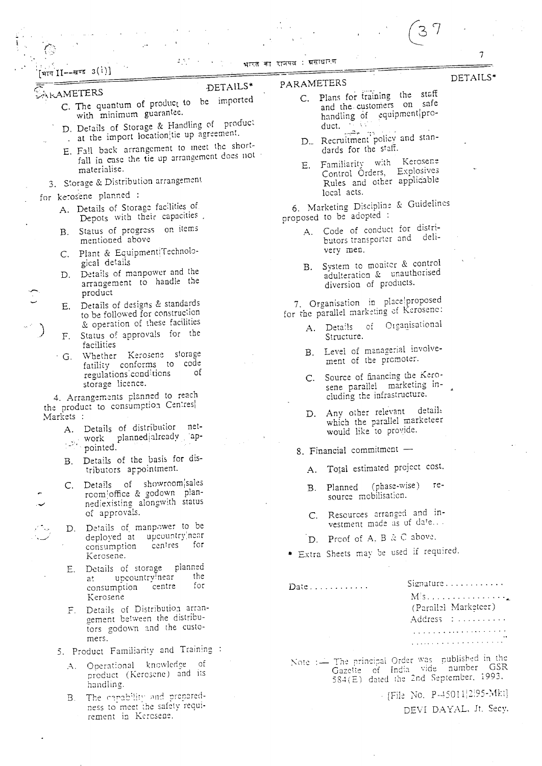| PARAMETERS | DETAILS* |
|---|---|
| C. The quantum of product to be imported with minimum guarantee. | |
| D. Details of Storage & Handling of product at the import location/tie up agreement. | |
| E. Fall back arrangement to meet the shortfall in case the tie up arrangement does not materialise. | |
| 3. Storage & Distribution arrangement for kerosene planned : | |
| A. Details of Storage facilities of Depots with their capacities. | |
| B. Status of progress on items mentioned above | |
| C. Plant & Equipment/Technological details | |
| D. Details of manpower and the arrangement to handle the product | |
| E. Details of designs & standards to be followed for construction & operation of these facilities | |
| F. Status of approvals for the facilities | |
| G. Whether Kerosene storage fatility conforms to code regulations/conditions of storage licence. | |
| 4. Arrangements planned to reach the product to consumption Centres/Markets : | |
| A. Details of distributior network planned/already appointed. | |
| B. Details of the basis for distributors appointment. | |
| C. Details of showroom/sales room/office & godown planned/existing alongwith status of approvals. | |
| D. Details of manpower to be deployed at upcountry/near consumption centres for Kerosene. | |
| E. Details of storage planned at upcountry/near the consumption centre for Kerosene | |
| F. Details of Distribution arrangement between the distributors godown and the customers. | |
| 5. Product Familiarity and Training : | |
| A. Operational knowledge of product (Kerosene) and its handling. | |
| B. The capability and preparedness to meet the safety requirement in Kerosene. | |
| C. Plans for training the staff and the customers on safe handling of equipment/product. | |
| D. Recruitment policy and standards for the staff. | |
| E. Familiarity with Kerosene Control Orders, Explosives Rules and other applicable local acts. | |
| 6. Marketing Discipline & Guidelines proposed to be adopted : | |
| A. Code of conduct for distributors transporter and delivery men. | |
| B. System to monitor & control adulteration & unauthorised diversion of products. | |
| 7. Organisation in place/proposed for the parallel marketing of Kerosene: | |
| A. Details of Organisational Structure. | |
| B. Level of managerial involvement of the promoter. | |
| C. Source of financing the Kerosene parallel marketing including the infrastructure. | |
| D. Any other relevant details which the parallel marketeer would like to provide. | |
| 8. Financial commitment — | |
| A. Total estimated project cost. | |
| B. Planned (phase-wise) resource mobilisation. | |
| C. Resources arranged and investment made as of date... | |
| D. Proof of A, B & C above. | |

\* Extra Sheets may be used if required.

Date............

Signature............
M/s................
(Parallel Marketeer)
Address :..........
....................
....................

Note :— The principal Order was published in the Gazette of India vide number GSR 584(E) dated the 2nd September, 1993.

[File No. P-45011/2/95-Mkt]

DEVI DAYAL, Jt. Secy.